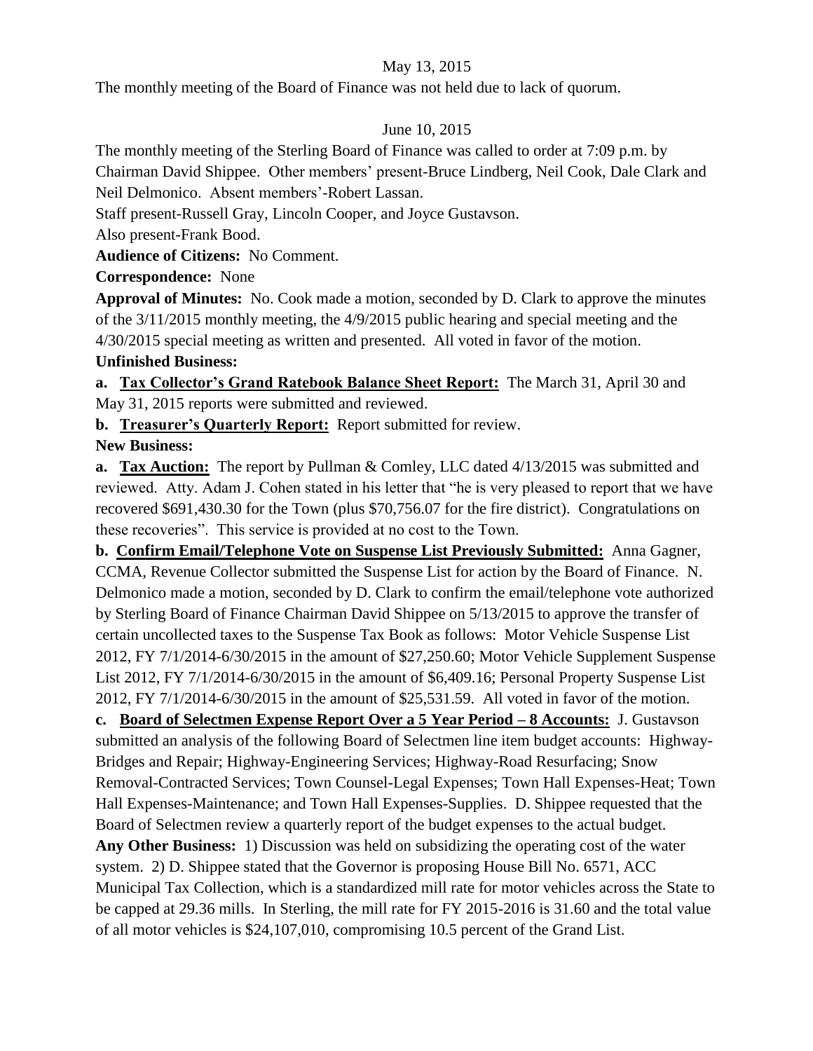May 13, 2015

The monthly meeting of the Board of Finance was not held due to lack of quorum.

June 10, 2015

The monthly meeting of the Sterling Board of Finance was called to order at 7:09 p.m. by Chairman David Shippee. Other members' present-Bruce Lindberg, Neil Cook, Dale Clark and Neil Delmonico. Absent members'-Robert Lassan.

Staff present-Russell Gray, Lincoln Cooper, and Joyce Gustavson.

Also present-Frank Bood.

**Audience of Citizens:** No Comment.

**Correspondence:** None

**Approval of Minutes:** No. Cook made a motion, seconded by D. Clark to approve the minutes of the 3/11/2015 monthly meeting, the 4/9/2015 public hearing and special meeting and the 4/30/2015 special meeting as written and presented. All voted in favor of the motion.

**Unfinished Business:**

**a. <u>Tax Collector's Grand Ratebook Balance Sheet Report:</u>** The March 31, April 30 and May 31, 2015 reports were submitted and reviewed.

**b. <u>Treasurer's Quarterly Report:</u>** Report submitted for review.

**New Business:**

**a. <u>Tax Auction:</u>** The report by Pullman & Comley, LLC dated 4/13/2015 was submitted and reviewed. Atty. Adam J. Cohen stated in his letter that "he is very pleased to report that we have recovered $691,430.30 for the Town (plus $70,756.07 for the fire district). Congratulations on these recoveries". This service is provided at no cost to the Town.

**b. <u>Confirm Email/Telephone Vote on Suspense List Previously Submitted:</u>** Anna Gagner, CCMA, Revenue Collector submitted the Suspense List for action by the Board of Finance. N. Delmonico made a motion, seconded by D. Clark to confirm the email/telephone vote authorized by Sterling Board of Finance Chairman David Shippee on 5/13/2015 to approve the transfer of certain uncollected taxes to the Suspense Tax Book as follows: Motor Vehicle Suspense List 2012, FY 7/1/2014-6/30/2015 in the amount of $27,250.60; Motor Vehicle Supplement Suspense List 2012, FY 7/1/2014-6/30/2015 in the amount of $6,409.16; Personal Property Suspense List 2012, FY 7/1/2014-6/30/2015 in the amount of $25,531.59. All voted in favor of the motion.

**c. <u>Board of Selectmen Expense Report Over a 5 Year Period – 8 Accounts:</u>** J. Gustavson submitted an analysis of the following Board of Selectmen line item budget accounts: Highway-Bridges and Repair; Highway-Engineering Services; Highway-Road Resurfacing; Snow Removal-Contracted Services; Town Counsel-Legal Expenses; Town Hall Expenses-Heat; Town Hall Expenses-Maintenance; and Town Hall Expenses-Supplies. D. Shippee requested that the Board of Selectmen review a quarterly report of the budget expenses to the actual budget.

**Any Other Business:** 1) Discussion was held on subsidizing the operating cost of the water system. 2) D. Shippee stated that the Governor is proposing House Bill No. 6571, ACC Municipal Tax Collection, which is a standardized mill rate for motor vehicles across the State to be capped at 29.36 mills. In Sterling, the mill rate for FY 2015-2016 is 31.60 and the total value of all motor vehicles is $24,107,010, compromising 10.5 percent of the Grand List.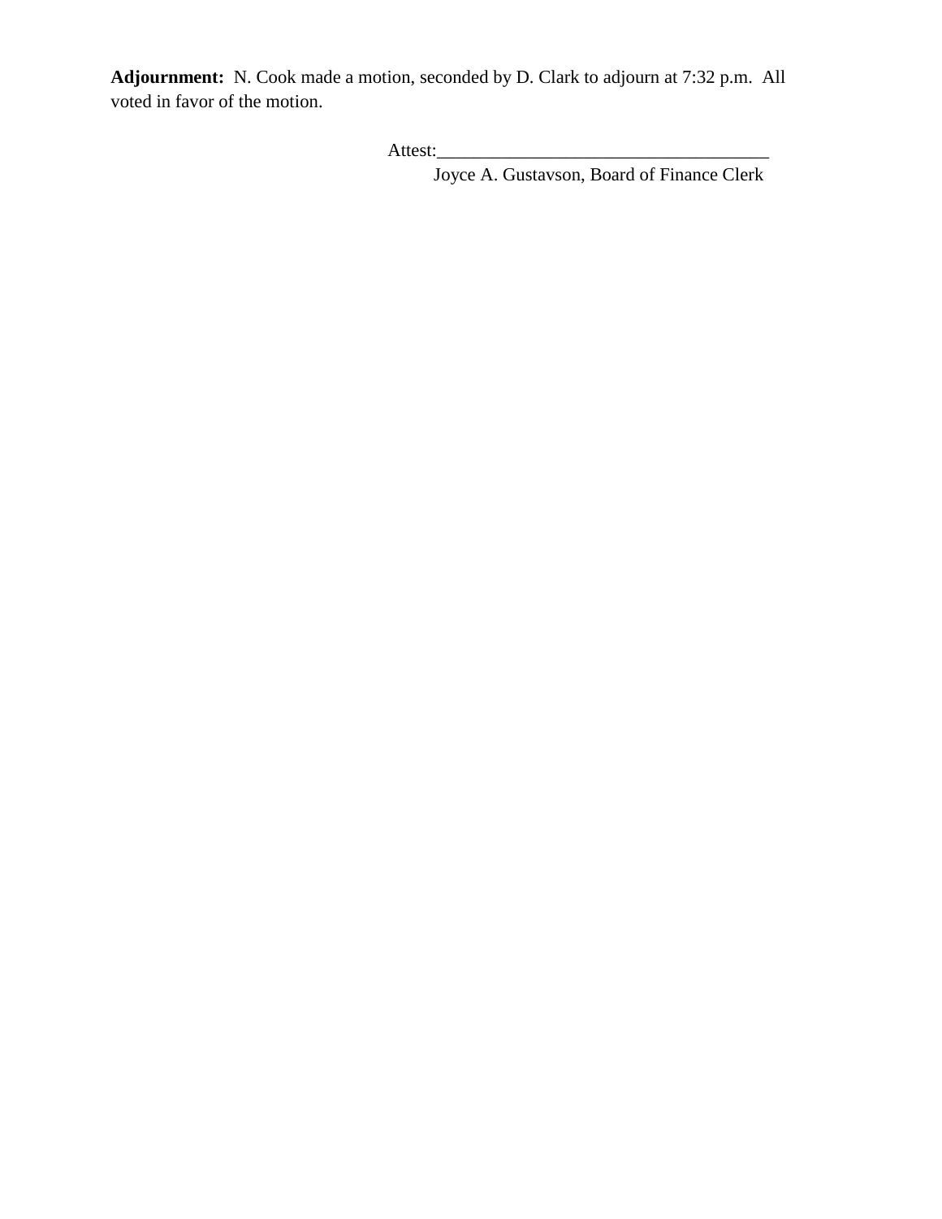**Adjournment:** N. Cook made a motion, seconded by D. Clark to adjourn at 7:32 p.m. All voted in favor of the motion.

Attest:\_\_\_\_\_\_\_\_\_\_\_\_\_\_\_\_\_\_\_\_\_\_\_\_\_\_\_\_\_\_\_\_\_\_\_

Joyce A. Gustavson, Board of Finance Clerk